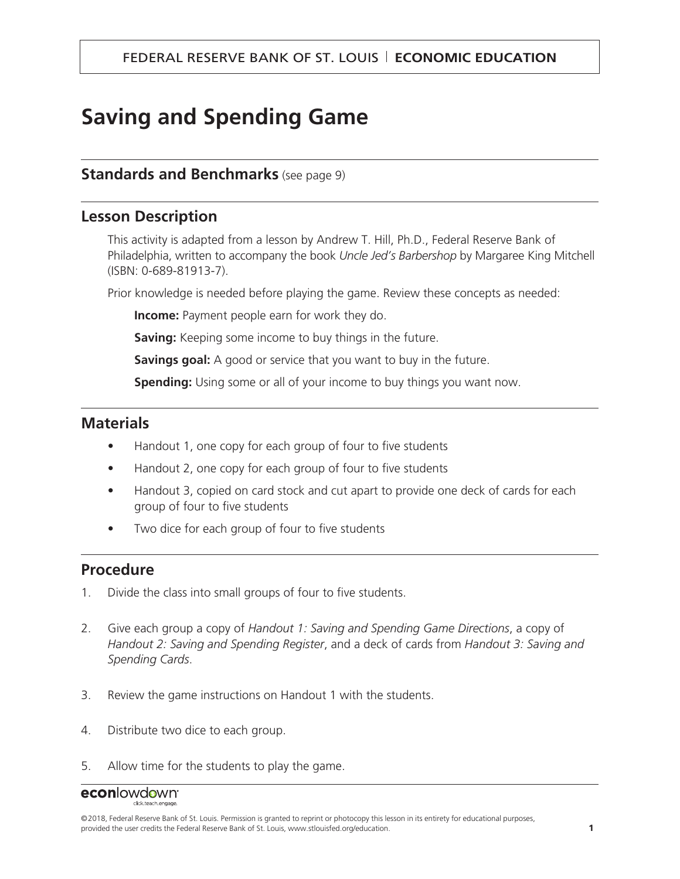# Saving and Spending Game

## Standards and Benchmarks (see page 9)

## Lesson Description

This activity is adapted from a lesson by Andrew T. Hill, Ph.D., Federal Reserve Bank of Philadelphia, written to accompany the book *Uncle Jed's Barbershop* by Margaree King Mitchell (ISBN: 0-689-81913-7).

Prior knowledge is needed before playing the game. Review these concepts as needed:

**Income:** Payment people earn for work they do.

**Saving:** Keeping some income to buy things in the future.

**Savings goal:** A good or service that you want to buy in the future.

**Spending:** Using some or all of your income to buy things you want now.

## Materials

- Handout 1, one copy for each group of four to five students
- Handout 2, one copy for each group of four to five students
- Handout 3, copied on card stock and cut apart to provide one deck of cards for each group of four to five students
- Two dice for each group of four to five students

## Procedure

1. Divide the class into small groups of four to five students.
2. Give each group a copy of *Handout 1: Saving and Spending Game Directions*, a copy of *Handout 2: Saving and Spending Register*, and a deck of cards from *Handout 3: Saving and Spending Cards*.
3. Review the game instructions on Handout 1 with the students.
4. Distribute two dice to each group.
5. Allow time for the students to play the game.

©2018, Federal Reserve Bank of St. Louis. Permission is granted to reprint or photocopy this lesson in its entirety for educational purposes, provided the user credits the Federal Reserve Bank of St. Louis, www.stlouisfed.org/education.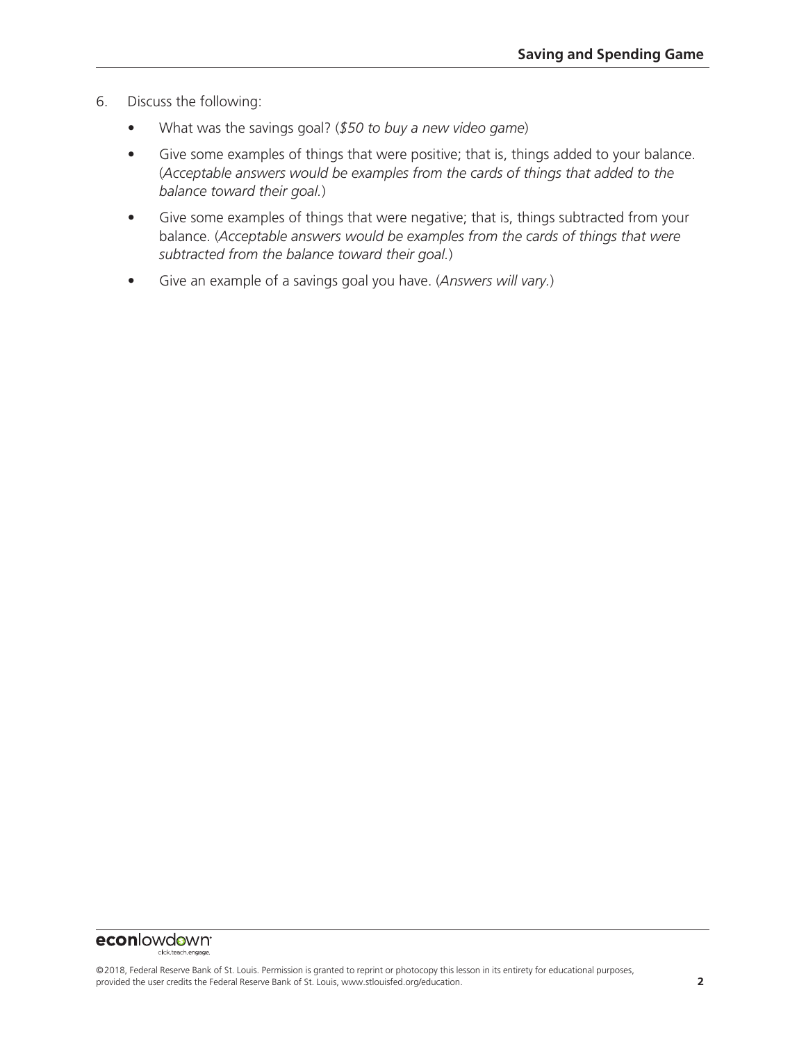6. Discuss the following:
   - What was the savings goal? (*$50 to buy a new video game*)
   - Give some examples of things that were positive; that is, things added to your balance. (*Acceptable answers would be examples from the cards of things that added to the balance toward their goal.*)
   - Give some examples of things that were negative; that is, things subtracted from your balance. (*Acceptable answers would be examples from the cards of things that were subtracted from the balance toward their goal.*)
   - Give an example of a savings goal you have. (*Answers will vary.*)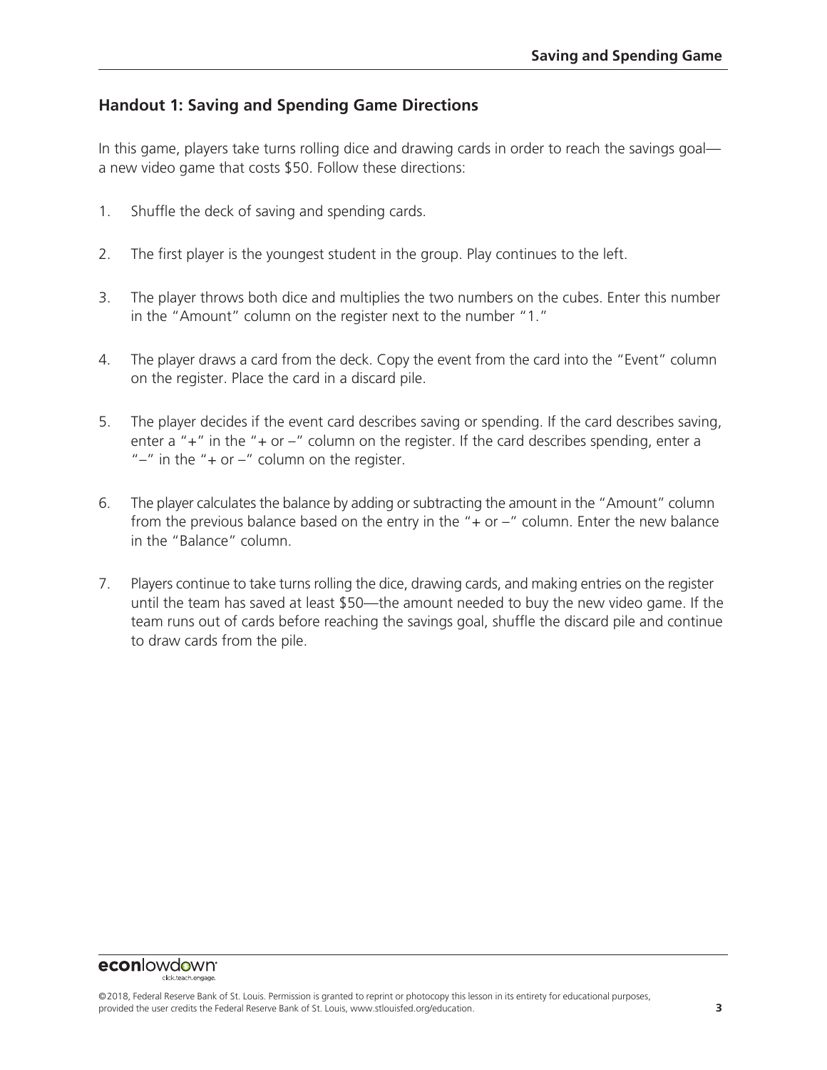## Handout 1: Saving and Spending Game Directions

In this game, players take turns rolling dice and drawing cards in order to reach the savings goal—a new video game that costs $50. Follow these directions:

1. Shuffle the deck of saving and spending cards.
2. The first player is the youngest student in the group. Play continues to the left.
3. The player throws both dice and multiplies the two numbers on the cubes. Enter this number in the "Amount" column on the register next to the number "1."
4. The player draws a card from the deck. Copy the event from the card into the "Event" column on the register. Place the card in a discard pile.
5. The player decides if the event card describes saving or spending. If the card describes saving, enter a "+" in the "+ or –" column on the register. If the card describes spending, enter a "–" in the "+ or –" column on the register.
6. The player calculates the balance by adding or subtracting the amount in the "Amount" column from the previous balance based on the entry in the "+ or –" column. Enter the new balance in the "Balance" column.
7. Players continue to take turns rolling the dice, drawing cards, and making entries on the register until the team has saved at least $50—the amount needed to buy the new video game. If the team runs out of cards before reaching the savings goal, shuffle the discard pile and continue to draw cards from the pile.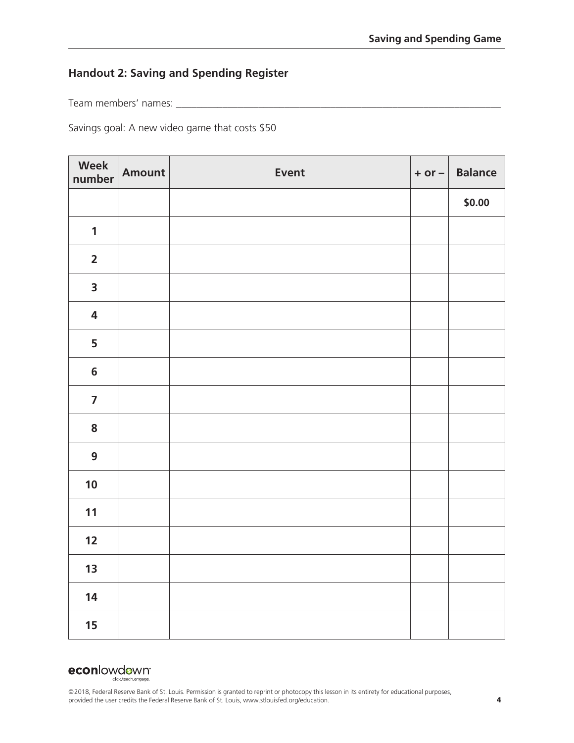## Handout 2: Saving and Spending Register

Team members' names: ______________________________________________________________

Savings goal: A new video game that costs $50

| Week number | Amount | Event | + or – | Balance |
|---|---|---|---|---|
| | | | | **$0.00** |
| **1** | | | | |
| **2** | | | | |
| **3** | | | | |
| **4** | | | | |
| **5** | | | | |
| **6** | | | | |
| **7** | | | | |
| **8** | | | | |
| **9** | | | | |
| **10** | | | | |
| **11** | | | | |
| **12** | | | | |
| **13** | | | | |
| **14** | | | | |
| **15** | | | | |

©2018, Federal Reserve Bank of St. Louis. Permission is granted to reprint or photocopy this lesson in its entirety for educational purposes, provided the user credits the Federal Reserve Bank of St. Louis, www.stlouisfed.org/education.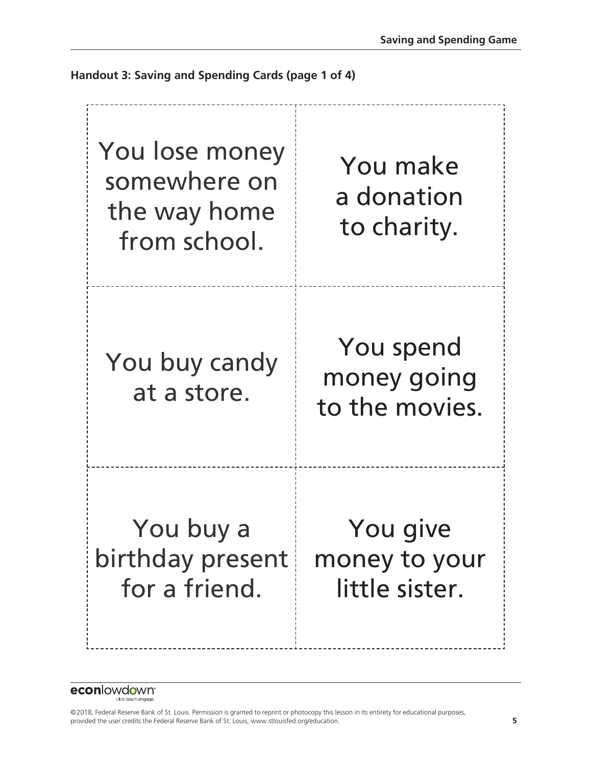**Handout 3: Saving and Spending Cards (page 1 of 4)**

| | |
|---|---|
| You lose money somewhere on the way home from school. | You make a donation to charity. |
| You buy candy at a store. | You spend money going to the movies. |
| You buy a birthday present for a friend. | You give money to your little sister. |

©2018, Federal Reserve Bank of St. Louis. Permission is granted to reprint or photocopy this lesson in its entirety for educational purposes, provided the user credits the Federal Reserve Bank of St. Louis, www.stlouisfed.org/education.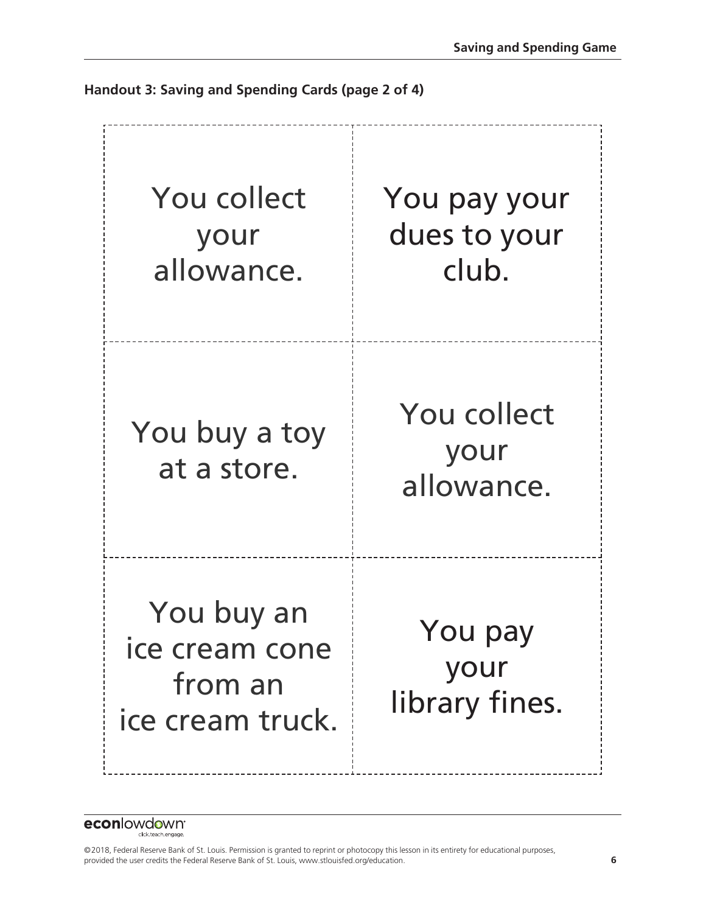**Handout 3: Saving and Spending Cards (page 2 of 4)**

| | |
|---|---|
| You collect your allowance. | You pay your dues to your club. |
| You buy a toy at a store. | You collect your allowance. |
| You buy an ice cream cone from an ice cream truck. | You pay your library fines. |

©2018, Federal Reserve Bank of St. Louis. Permission is granted to reprint or photocopy this lesson in its entirety for educational purposes, provided the user credits the Federal Reserve Bank of St. Louis, www.stlouisfed.org/education.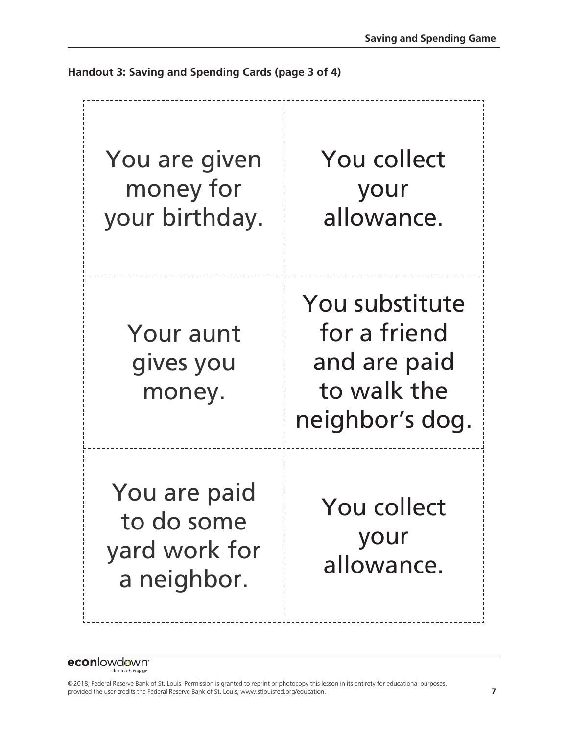**Handout 3: Saving and Spending Cards (page 3 of 4)**

| | |
|---|---|
| You are given money for your birthday. | You collect your allowance. |
| Your aunt gives you money. | You substitute for a friend and are paid to walk the neighbor's dog. |
| You are paid to do some yard work for a neighbor. | You collect your allowance. |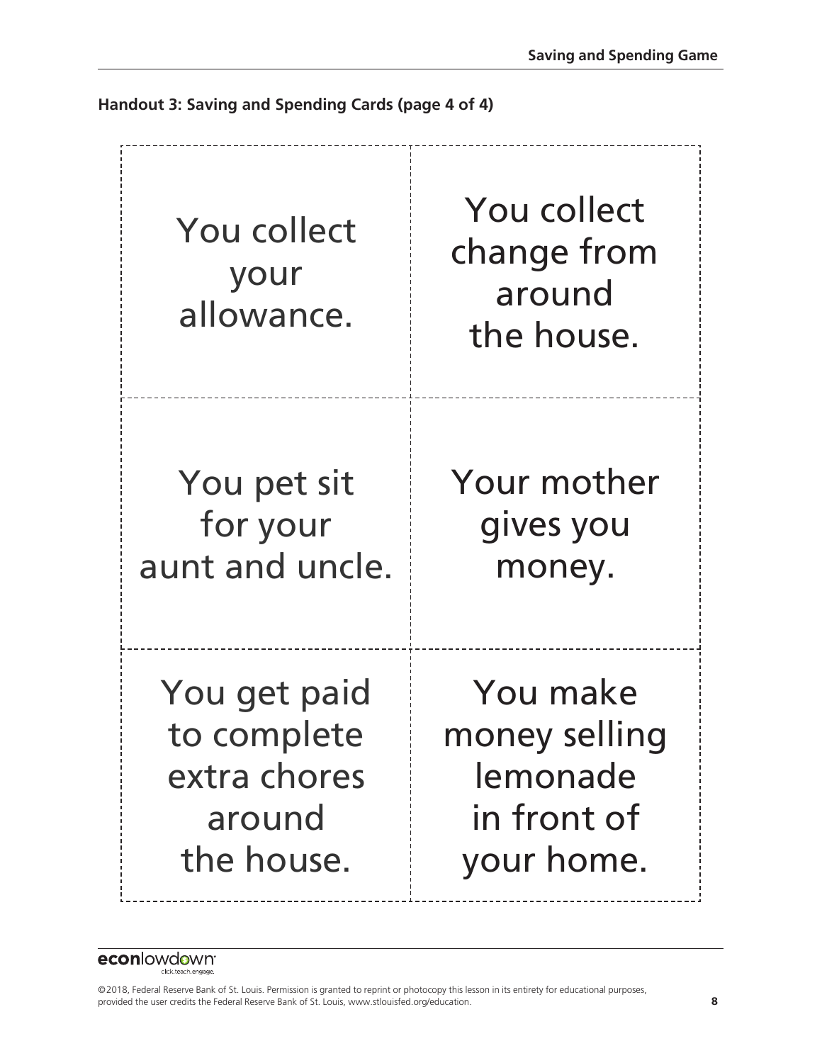**Handout 3: Saving and Spending Cards (page 4 of 4)**

| | |
|---|---|
| You collect your allowance. | You collect change from around the house. |
| You pet sit for your aunt and uncle. | Your mother gives you money. |
| You get paid to complete extra chores around the house. | You make money selling lemonade in front of your home. |

©2018, Federal Reserve Bank of St. Louis. Permission is granted to reprint or photocopy this lesson in its entirety for educational purposes, provided the user credits the Federal Reserve Bank of St. Louis, www.stlouisfed.org/education.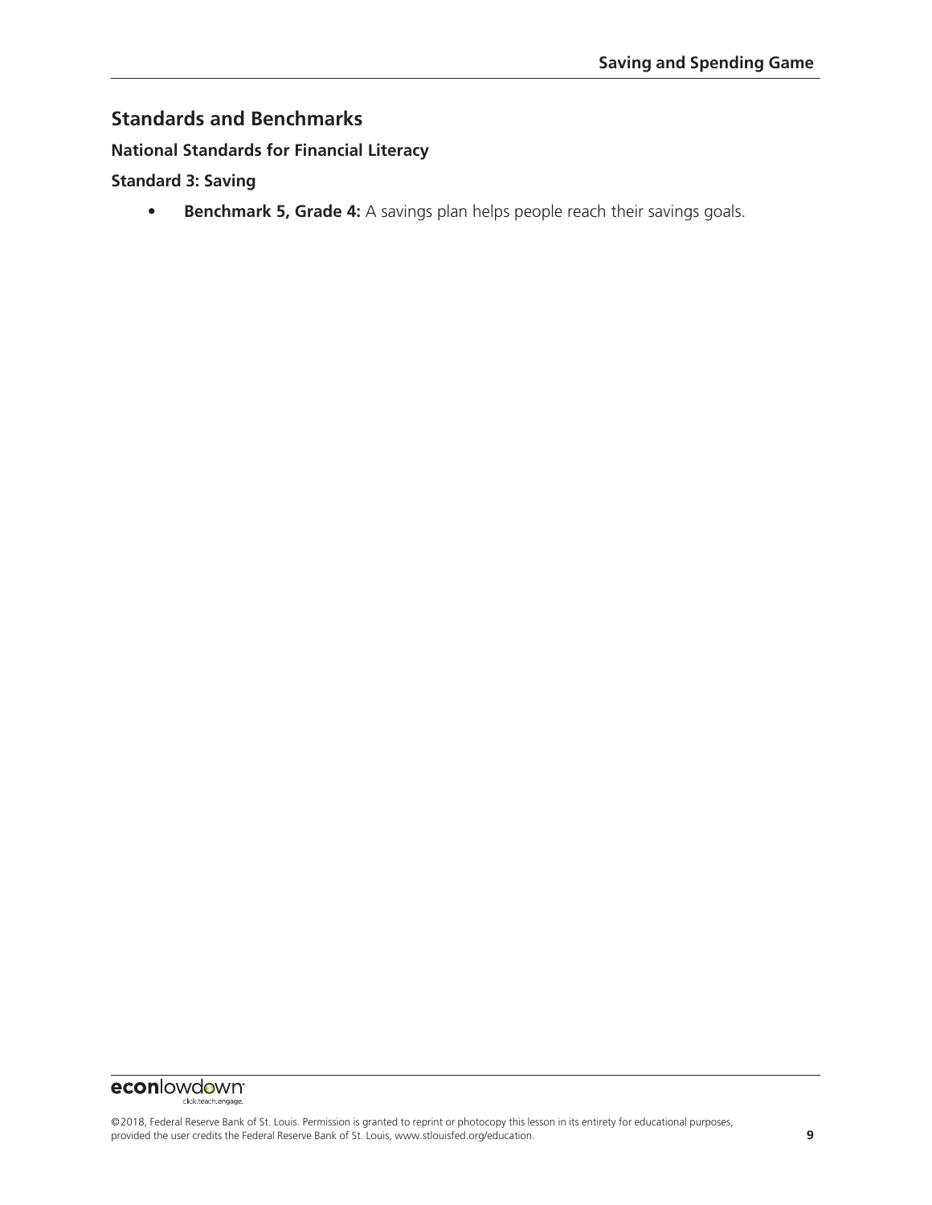## Standards and Benchmarks

### National Standards for Financial Literacy

### Standard 3: Saving

- **Benchmark 5, Grade 4:** A savings plan helps people reach their savings goals.